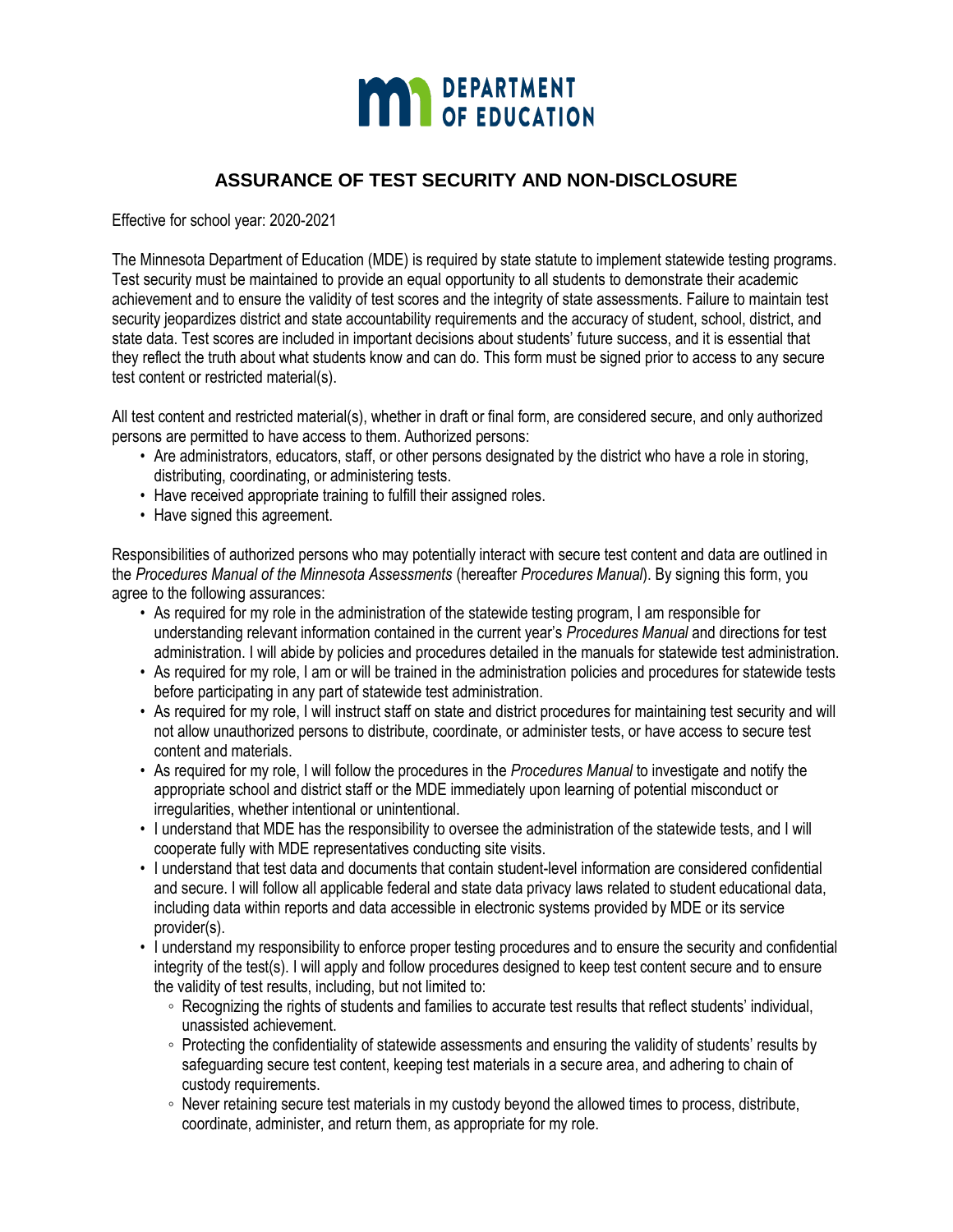DEPARTMENT OF EDUCATION

# ASSURANCE OF TEST SECURITY AND NON-DISCLOSURE

Effective for school year: 2020-2021

The Minnesota Department of Education (MDE) is required by state statute to implement statewide testing programs. Test security must be maintained to provide an equal opportunity to all students to demonstrate their academic achievement and to ensure the validity of test scores and the integrity of state assessments. Failure to maintain test security jeopardizes district and state accountability requirements and the accuracy of student, school, district, and state data. Test scores are included in important decisions about students' future success, and it is essential that they reflect the truth about what students know and can do. This form must be signed prior to access to any secure test content or restricted material(s).

All test content and restricted material(s), whether in draft or final form, are considered secure, and only authorized persons are permitted to have access to them. Authorized persons:

- Are administrators, educators, staff, or other persons designated by the district who have a role in storing, distributing, coordinating, or administering tests.
- Have received appropriate training to fulfill their assigned roles.
- Have signed this agreement.

Responsibilities of authorized persons who may potentially interact with secure test content and data are outlined in the *Procedures Manual of the Minnesota Assessments* (hereafter *Procedures Manual*). By signing this form, you agree to the following assurances:

- As required for my role in the administration of the statewide testing program, I am responsible for understanding relevant information contained in the current year's *Procedures Manual* and directions for test administration. I will abide by policies and procedures detailed in the manuals for statewide test administration.
- As required for my role, I am or will be trained in the administration policies and procedures for statewide tests before participating in any part of statewide test administration.
- As required for my role, I will instruct staff on state and district procedures for maintaining test security and will not allow unauthorized persons to distribute, coordinate, or administer tests, or have access to secure test content and materials.
- As required for my role, I will follow the procedures in the *Procedures Manual* to investigate and notify the appropriate school and district staff or the MDE immediately upon learning of potential misconduct or irregularities, whether intentional or unintentional.
- I understand that MDE has the responsibility to oversee the administration of the statewide tests, and I will cooperate fully with MDE representatives conducting site visits.
- I understand that test data and documents that contain student-level information are considered confidential and secure. I will follow all applicable federal and state data privacy laws related to student educational data, including data within reports and data accessible in electronic systems provided by MDE or its service provider(s).
- I understand my responsibility to enforce proper testing procedures and to ensure the security and confidential integrity of the test(s). I will apply and follow procedures designed to keep test content secure and to ensure the validity of test results, including, but not limited to:
  - Recognizing the rights of students and families to accurate test results that reflect students' individual, unassisted achievement.
  - Protecting the confidentiality of statewide assessments and ensuring the validity of students' results by safeguarding secure test content, keeping test materials in a secure area, and adhering to chain of custody requirements.
  - Never retaining secure test materials in my custody beyond the allowed times to process, distribute, coordinate, administer, and return them, as appropriate for my role.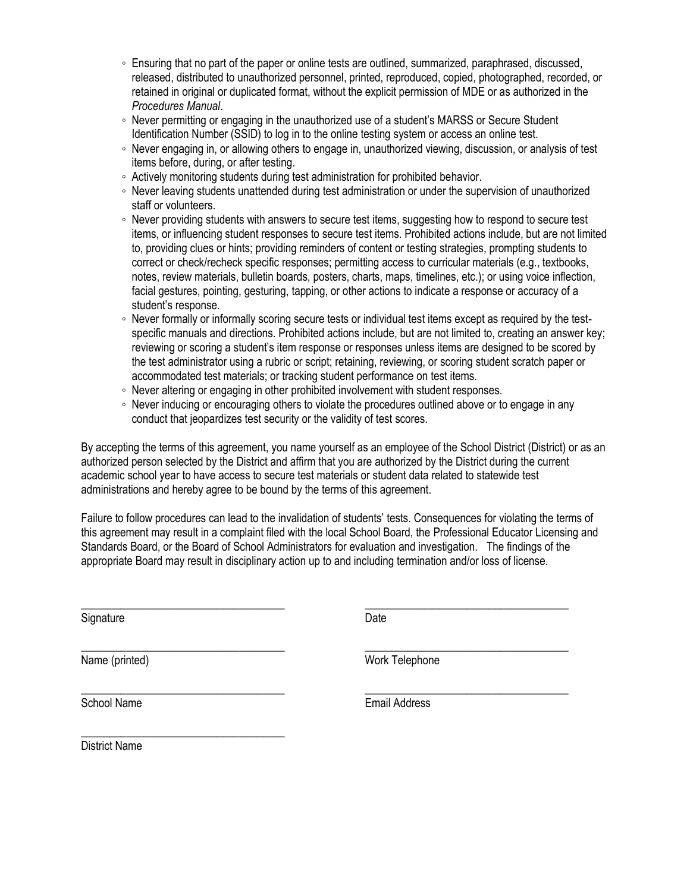- Ensuring that no part of the paper or online tests are outlined, summarized, paraphrased, discussed, released, distributed to unauthorized personnel, printed, reproduced, copied, photographed, recorded, or retained in original or duplicated format, without the explicit permission of MDE or as authorized in the *Procedures Manual*.
- Never permitting or engaging in the unauthorized use of a student's MARSS or Secure Student Identification Number (SSID) to log in to the online testing system or access an online test.
- Never engaging in, or allowing others to engage in, unauthorized viewing, discussion, or analysis of test items before, during, or after testing.
- Actively monitoring students during test administration for prohibited behavior.
- Never leaving students unattended during test administration or under the supervision of unauthorized staff or volunteers.
- Never providing students with answers to secure test items, suggesting how to respond to secure test items, or influencing student responses to secure test items. Prohibited actions include, but are not limited to, providing clues or hints; providing reminders of content or testing strategies, prompting students to correct or check/recheck specific responses; permitting access to curricular materials (e.g., textbooks, notes, review materials, bulletin boards, posters, charts, maps, timelines, etc.); or using voice inflection, facial gestures, pointing, gesturing, tapping, or other actions to indicate a response or accuracy of a student's response.
- Never formally or informally scoring secure tests or individual test items except as required by the test-specific manuals and directions. Prohibited actions include, but are not limited to, creating an answer key; reviewing or scoring a student's item response or responses unless items are designed to be scored by the test administrator using a rubric or script; retaining, reviewing, or scoring student scratch paper or accommodated test materials; or tracking student performance on test items.
- Never altering or engaging in other prohibited involvement with student responses.
- Never inducing or encouraging others to violate the procedures outlined above or to engage in any conduct that jeopardizes test security or the validity of test scores.

By accepting the terms of this agreement, you name yourself as an employee of the School District (District) or as an authorized person selected by the District and affirm that you are authorized by the District during the current academic school year to have access to secure test materials or student data related to statewide test administrations and hereby agree to be bound by the terms of this agreement.

Failure to follow procedures can lead to the invalidation of students' tests. Consequences for violating the terms of this agreement may result in a complaint filed with the local School Board, the Professional Educator Licensing and Standards Board, or the Board of School Administrators for evaluation and investigation. The findings of the appropriate Board may result in disciplinary action up to and including termination and/or loss of license.

___________________________________ ___________________________________
Signature Date

___________________________________ ___________________________________
Name (printed) Work Telephone

___________________________________ ___________________________________
School Name Email Address

___________________________________
District Name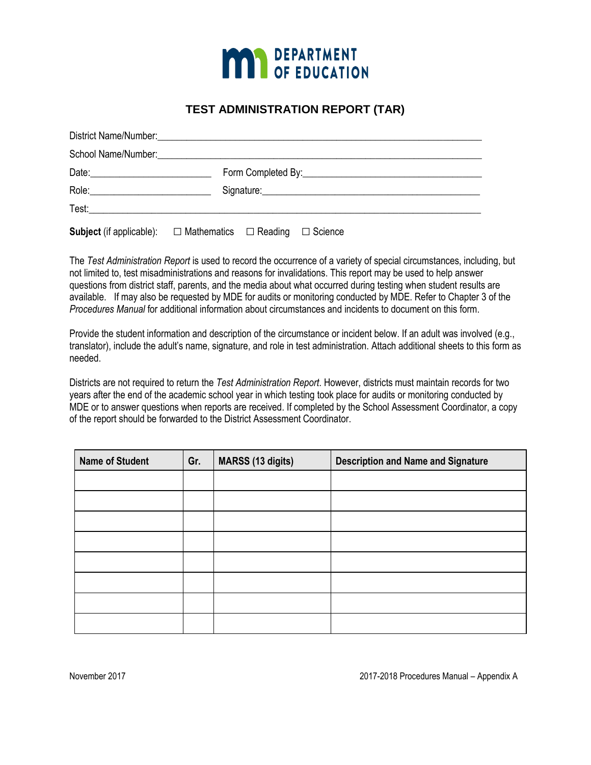DEPARTMENT OF EDUCATION

# TEST ADMINISTRATION REPORT (TAR)

District Name/Number:\_\_\_\_\_\_\_\_\_\_\_\_\_\_\_\_\_\_\_\_\_\_\_\_\_\_\_\_\_\_\_\_\_\_\_\_\_\_\_\_\_\_\_\_\_\_\_\_\_\_\_\_\_\_\_\_\_\_\_\_

School Name/Number:\_\_\_\_\_\_\_\_\_\_\_\_\_\_\_\_\_\_\_\_\_\_\_\_\_\_\_\_\_\_\_\_\_\_\_\_\_\_\_\_\_\_\_\_\_\_\_\_\_\_\_\_\_\_\_\_\_\_\_\_

Date:\_\_\_\_\_\_\_\_\_\_\_\_\_\_\_\_\_\_\_\_\_\_\_\_ Form Completed By:\_\_\_\_\_\_\_\_\_\_\_\_\_\_\_\_\_\_\_\_\_\_\_\_\_\_\_\_\_\_\_\_\_\_

Role:\_\_\_\_\_\_\_\_\_\_\_\_\_\_\_\_\_\_\_\_\_\_\_\_ Signature:\_\_\_\_\_\_\_\_\_\_\_\_\_\_\_\_\_\_\_\_\_\_\_\_\_\_\_\_\_\_\_\_\_\_\_\_\_\_\_\_\_\_

Test:\_\_\_\_\_\_\_\_\_\_\_\_\_\_\_\_\_\_\_\_\_\_\_\_\_\_\_\_\_\_\_\_\_\_\_\_\_\_\_\_\_\_\_\_\_\_\_\_\_\_\_\_\_\_\_\_\_\_\_\_\_\_\_\_\_\_\_\_\_\_\_\_

**Subject** (if applicable): ☐ Mathematics ☐ Reading ☐ Science

The *Test Administration Report* is used to record the occurrence of a variety of special circumstances, including, but not limited to, test misadministrations and reasons for invalidations. This report may be used to help answer questions from district staff, parents, and the media about what occurred during testing when student results are available. If may also be requested by MDE for audits or monitoring conducted by MDE. Refer to Chapter 3 of the *Procedures Manual* for additional information about circumstances and incidents to document on this form.

Provide the student information and description of the circumstance or incident below. If an adult was involved (e.g., translator), include the adult's name, signature, and role in test administration. Attach additional sheets to this form as needed.

Districts are not required to return the *Test Administration Report*. However, districts must maintain records for two years after the end of the academic school year in which testing took place for audits or monitoring conducted by MDE or to answer questions when reports are received. If completed by the School Assessment Coordinator, a copy of the report should be forwarded to the District Assessment Coordinator.

| Name of Student | Gr. | MARSS (13 digits) | Description and Name and Signature |
|---|---|---|---|
| | | | |
| | | | |
| | | | |
| | | | |
| | | | |
| | | | |
| | | | |
| | | | |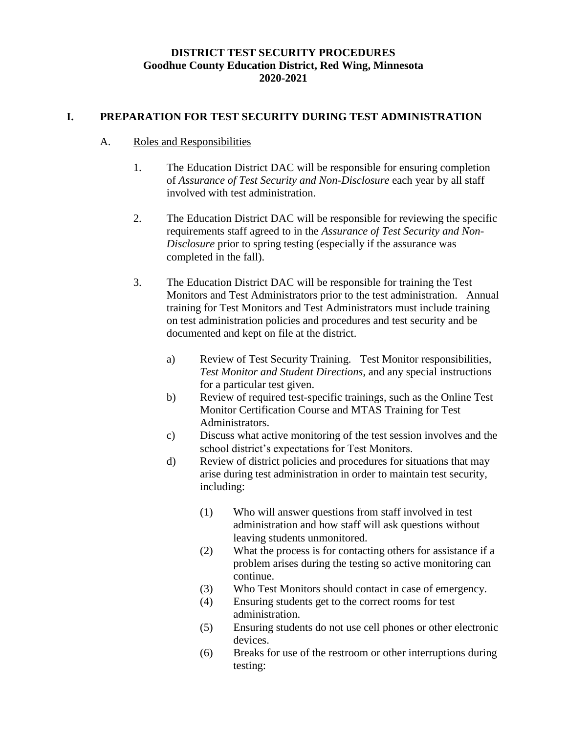**DISTRICT TEST SECURITY PROCEDURES**
**Goodhue County Education District, Red Wing, Minnesota**
**2020-2021**

## I. PREPARATION FOR TEST SECURITY DURING TEST ADMINISTRATION

### A. Roles and Responsibilities

1. The Education District DAC will be responsible for ensuring completion of *Assurance of Test Security and Non-Disclosure* each year by all staff involved with test administration.

2. The Education District DAC will be responsible for reviewing the specific requirements staff agreed to in the *Assurance of Test Security and Non-Disclosure* prior to spring testing (especially if the assurance was completed in the fall).

3. The Education District DAC will be responsible for training the Test Monitors and Test Administrators prior to the test administration. Annual training for Test Monitors and Test Administrators must include training on test administration policies and procedures and test security and be documented and kept on file at the district.

    a) Review of Test Security Training. Test Monitor responsibilities, *Test Monitor and Student Directions*, and any special instructions for a particular test given.
    b) Review of required test-specific trainings, such as the Online Test Monitor Certification Course and MTAS Training for Test Administrators.
    c) Discuss what active monitoring of the test session involves and the school district's expectations for Test Monitors.
    d) Review of district policies and procedures for situations that may arise during test administration in order to maintain test security, including:

        (1) Who will answer questions from staff involved in test administration and how staff will ask questions without leaving students unmonitored.
        (2) What the process is for contacting others for assistance if a problem arises during the testing so active monitoring can continue.
        (3) Who Test Monitors should contact in case of emergency.
        (4) Ensuring students get to the correct rooms for test administration.
        (5) Ensuring students do not use cell phones or other electronic devices.
        (6) Breaks for use of the restroom or other interruptions during testing: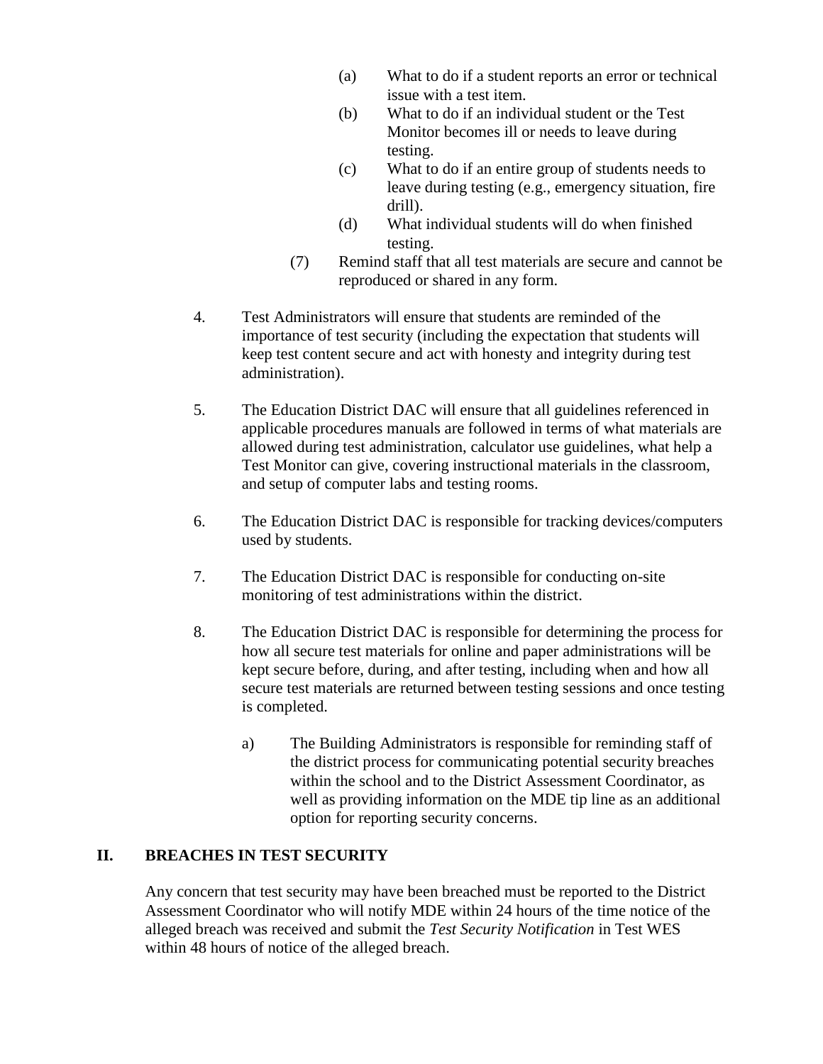(a) What to do if a student reports an error or technical issue with a test item.

(b) What to do if an individual student or the Test Monitor becomes ill or needs to leave during testing.

(c) What to do if an entire group of students needs to leave during testing (e.g., emergency situation, fire drill).

(d) What individual students will do when finished testing.

(7) Remind staff that all test materials are secure and cannot be reproduced or shared in any form.

4. Test Administrators will ensure that students are reminded of the importance of test security (including the expectation that students will keep test content secure and act with honesty and integrity during test administration).

5. The Education District DAC will ensure that all guidelines referenced in applicable procedures manuals are followed in terms of what materials are allowed during test administration, calculator use guidelines, what help a Test Monitor can give, covering instructional materials in the classroom, and setup of computer labs and testing rooms.

6. The Education District DAC is responsible for tracking devices/computers used by students.

7. The Education District DAC is responsible for conducting on-site monitoring of test administrations within the district.

8. The Education District DAC is responsible for determining the process for how all secure test materials for online and paper administrations will be kept secure before, during, and after testing, including when and how all secure test materials are returned between testing sessions and once testing is completed.

   a) The Building Administrators is responsible for reminding staff of the district process for communicating potential security breaches within the school and to the District Assessment Coordinator, as well as providing information on the MDE tip line as an additional option for reporting security concerns.

## II. BREACHES IN TEST SECURITY

Any concern that test security may have been breached must be reported to the District Assessment Coordinator who will notify MDE within 24 hours of the time notice of the alleged breach was received and submit the *Test Security Notification* in Test WES within 48 hours of notice of the alleged breach.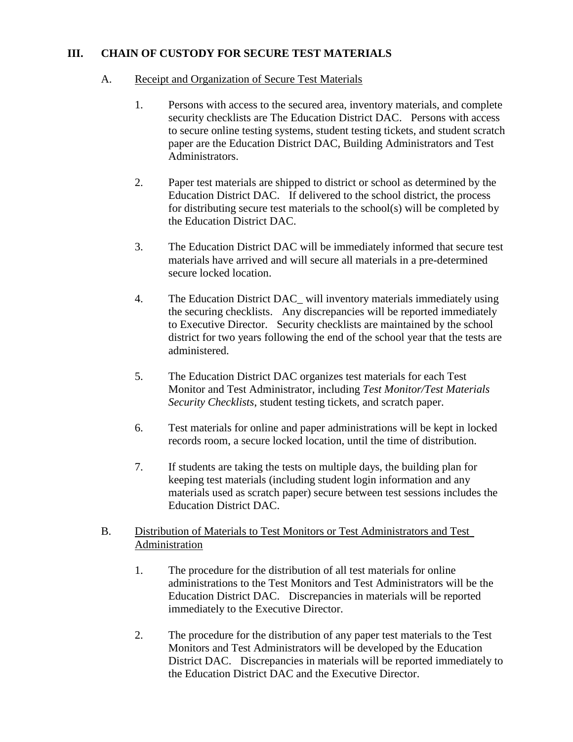## III. CHAIN OF CUSTODY FOR SECURE TEST MATERIALS

### A. Receipt and Organization of Secure Test Materials

1. Persons with access to the secured area, inventory materials, and complete security checklists are The Education District DAC. Persons with access to secure online testing systems, student testing tickets, and student scratch paper are the Education District DAC, Building Administrators and Test Administrators.

2. Paper test materials are shipped to district or school as determined by the Education District DAC. If delivered to the school district, the process for distributing secure test materials to the school(s) will be completed by the Education District DAC.

3. The Education District DAC will be immediately informed that secure test materials have arrived and will secure all materials in a pre-determined secure locked location.

4. The Education District DAC_ will inventory materials immediately using the securing checklists. Any discrepancies will be reported immediately to Executive Director. Security checklists are maintained by the school district for two years following the end of the school year that the tests are administered.

5. The Education District DAC organizes test materials for each Test Monitor and Test Administrator, including *Test Monitor/Test Materials Security Checklists*, student testing tickets, and scratch paper.

6. Test materials for online and paper administrations will be kept in locked records room, a secure locked location, until the time of distribution.

7. If students are taking the tests on multiple days, the building plan for keeping test materials (including student login information and any materials used as scratch paper) secure between test sessions includes the Education District DAC.

### B. Distribution of Materials to Test Monitors or Test Administrators and Test Administration

1. The procedure for the distribution of all test materials for online administrations to the Test Monitors and Test Administrators will be the Education District DAC. Discrepancies in materials will be reported immediately to the Executive Director.

2. The procedure for the distribution of any paper test materials to the Test Monitors and Test Administrators will be developed by the Education District DAC. Discrepancies in materials will be reported immediately to the Education District DAC and the Executive Director.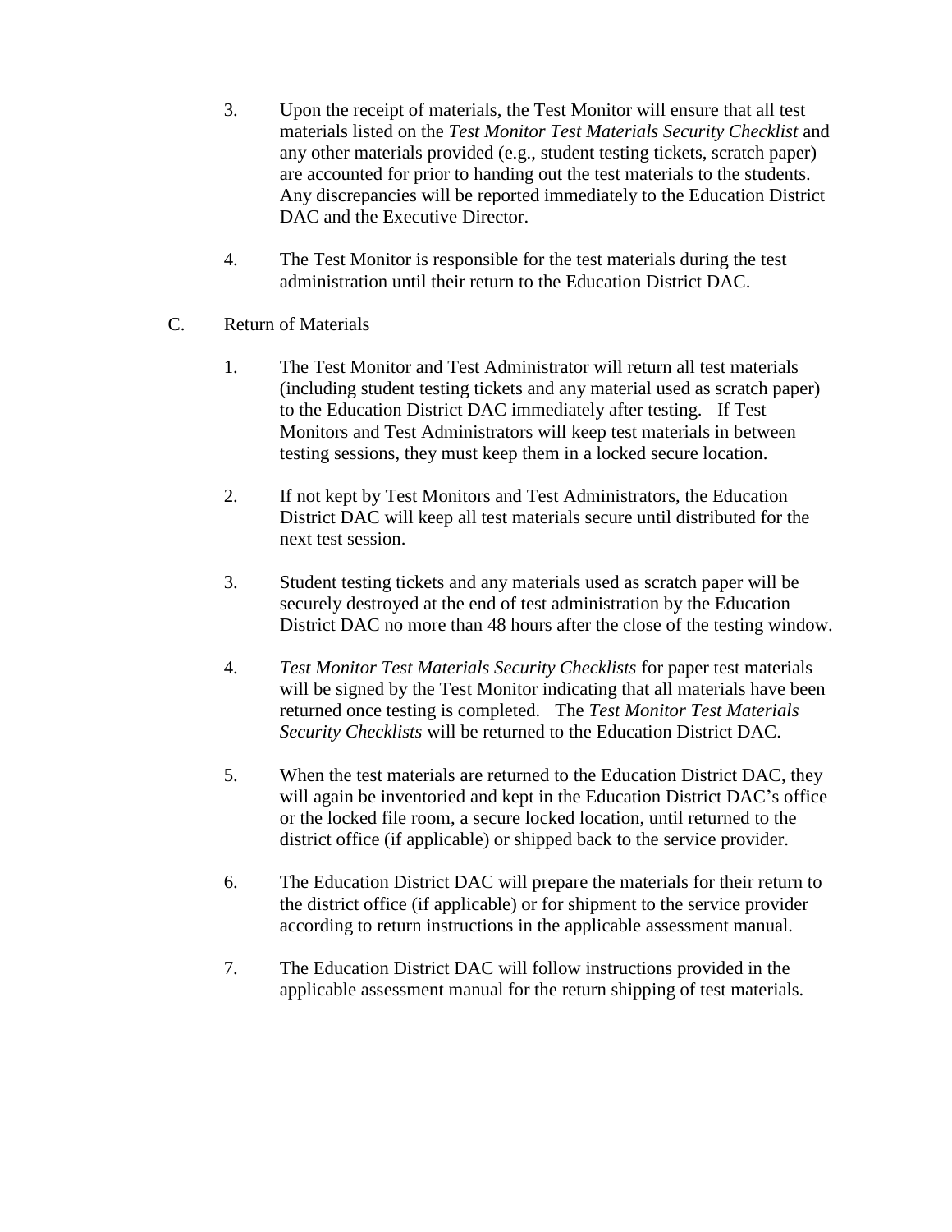3. Upon the receipt of materials, the Test Monitor will ensure that all test materials listed on the *Test Monitor Test Materials Security Checklist* and any other materials provided (e.g., student testing tickets, scratch paper) are accounted for prior to handing out the test materials to the students. Any discrepancies will be reported immediately to the Education District DAC and the Executive Director.

4. The Test Monitor is responsible for the test materials during the test administration until their return to the Education District DAC.

C. <u>Return of Materials</u>

1. The Test Monitor and Test Administrator will return all test materials (including student testing tickets and any material used as scratch paper) to the Education District DAC immediately after testing. If Test Monitors and Test Administrators will keep test materials in between testing sessions, they must keep them in a locked secure location.

2. If not kept by Test Monitors and Test Administrators, the Education District DAC will keep all test materials secure until distributed for the next test session.

3. Student testing tickets and any materials used as scratch paper will be securely destroyed at the end of test administration by the Education District DAC no more than 48 hours after the close of the testing window.

4. *Test Monitor Test Materials Security Checklists* for paper test materials will be signed by the Test Monitor indicating that all materials have been returned once testing is completed. The *Test Monitor Test Materials Security Checklists* will be returned to the Education District DAC.

5. When the test materials are returned to the Education District DAC, they will again be inventoried and kept in the Education District DAC's office or the locked file room, a secure locked location, until returned to the district office (if applicable) or shipped back to the service provider.

6. The Education District DAC will prepare the materials for their return to the district office (if applicable) or for shipment to the service provider according to return instructions in the applicable assessment manual.

7. The Education District DAC will follow instructions provided in the applicable assessment manual for the return shipping of test materials.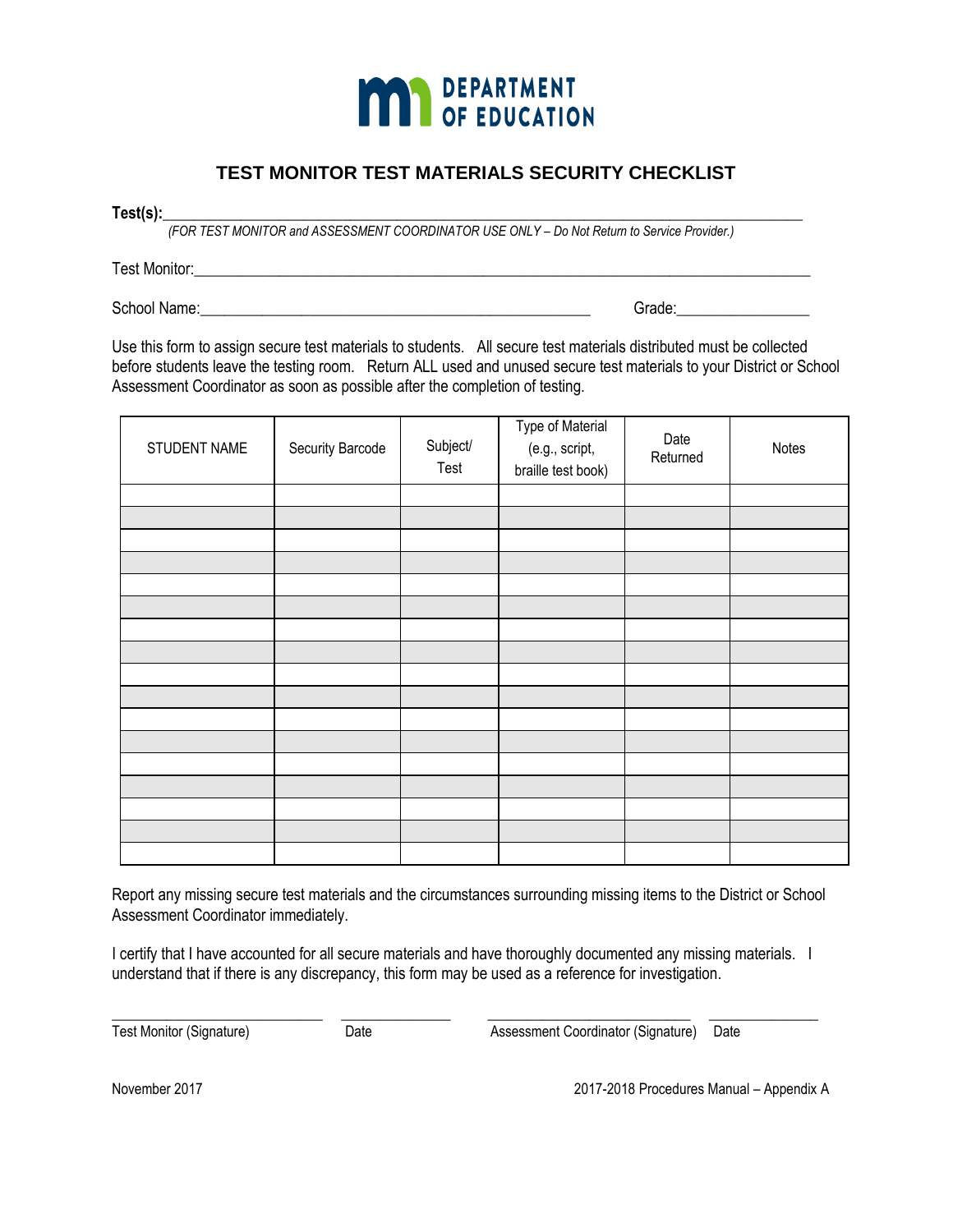# TEST MONITOR TEST MATERIALS SECURITY CHECKLIST

**Test(s):**\_\_\_\_\_\_\_\_\_\_\_\_\_\_\_\_\_\_\_\_\_\_\_\_\_\_\_\_\_\_\_\_\_\_\_\_\_\_\_\_\_\_\_\_\_\_\_\_\_\_\_\_\_\_\_\_\_\_\_\_\_\_\_\_

*(FOR TEST MONITOR and ASSESSMENT COORDINATOR USE ONLY – Do Not Return to Service Provider.)*

Test Monitor:\_\_\_\_\_\_\_\_\_\_\_\_\_\_\_\_\_\_\_\_\_\_\_\_\_\_\_\_\_\_\_\_\_\_\_\_\_\_\_\_\_\_\_\_\_\_\_\_\_\_\_\_\_\_\_\_\_\_\_\_\_\_\_\_

School Name:\_\_\_\_\_\_\_\_\_\_\_\_\_\_\_\_\_\_\_\_\_\_\_\_\_\_\_\_\_\_\_\_\_\_\_\_\_\_\_\_\_\_ Grade:\_\_\_\_\_\_\_\_\_\_\_\_\_\_\_

Use this form to assign secure test materials to students. All secure test materials distributed must be collected before students leave the testing room. Return ALL used and unused secure test materials to your District or School Assessment Coordinator as soon as possible after the completion of testing.

| STUDENT NAME | Security Barcode | Subject/ Test | Type of Material (e.g., script, braille test book) | Date Returned | Notes |
|---|---|---|---|---|---|
| | | | | | |
| | | | | | |
| | | | | | |
| | | | | | |
| | | | | | |
| | | | | | |
| | | | | | |
| | | | | | |
| | | | | | |
| | | | | | |
| | | | | | |
| | | | | | |
| | | | | | |
| | | | | | |
| | | | | | |
| | | | | | |
| | | | | | |

Report any missing secure test materials and the circumstances surrounding missing items to the District or School Assessment Coordinator immediately.

I certify that I have accounted for all secure materials and have thoroughly documented any missing materials. I understand that if there is any discrepancy, this form may be used as a reference for investigation.

\_\_\_\_\_\_\_\_\_\_\_\_\_\_\_\_\_\_\_\_\_\_\_\_ \_\_\_\_\_\_\_\_\_\_\_\_ \_\_\_\_\_\_\_\_\_\_\_\_\_\_\_\_\_\_\_\_\_\_\_\_ \_\_\_\_\_\_\_\_\_\_\_\_

Test Monitor (Signature) Date Assessment Coordinator (Signature) Date

November 2017 2017-2018 Procedures Manual – Appendix A